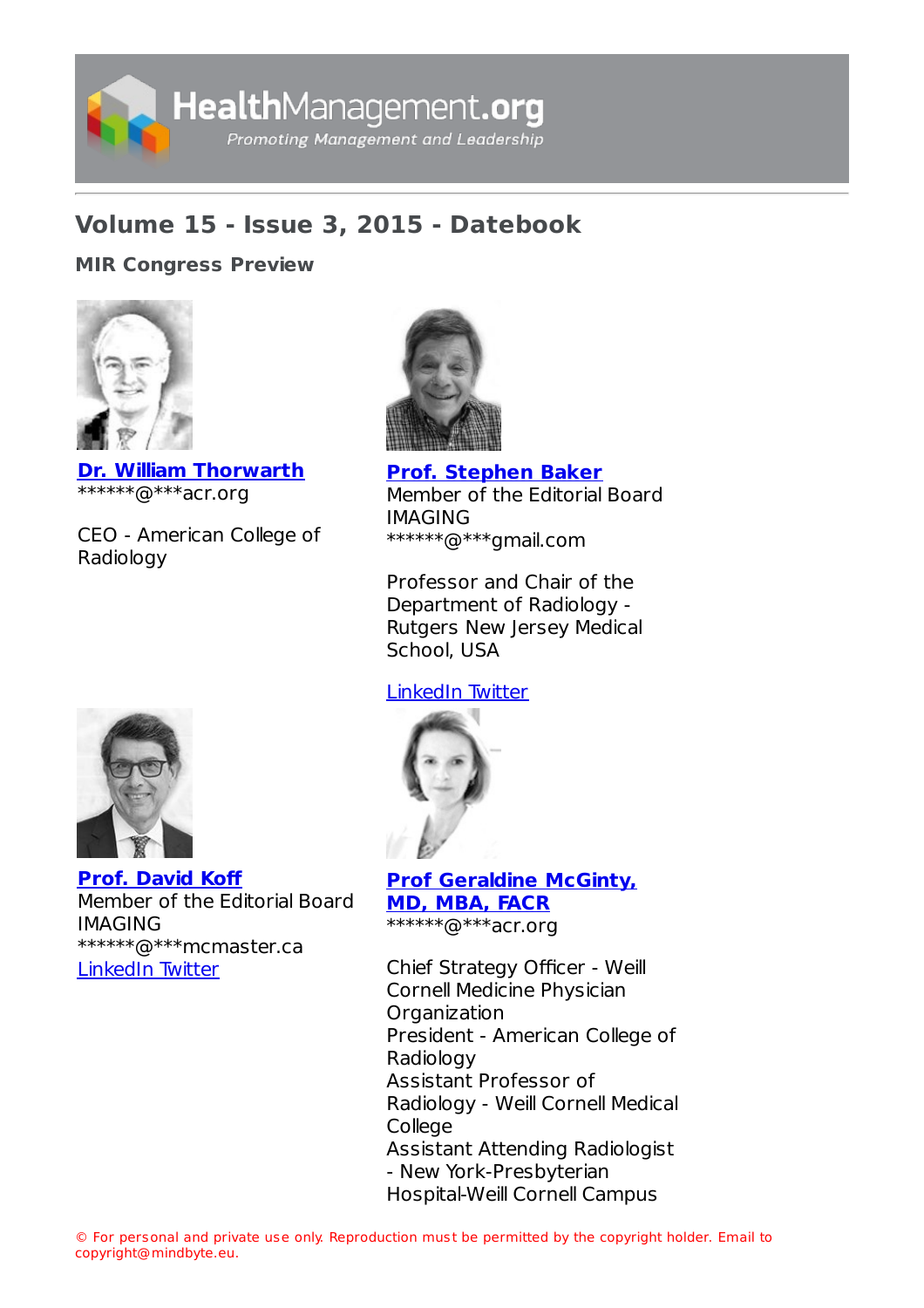# Volume 15 - Issue 3, 2015 - Datebook

### MIR Congress Preview

**Dr. William Thorwarth**
******@***acr.org

CEO - American College of Radiology

**Prof. Stephen Baker**
Member of the Editorial Board
IMAGING
******@***gmail.com

Professor and Chair of the Department of Radiology - Rutgers New Jersey Medical School, USA

LinkedIn Twitter

**Prof. David Koff**
Member of the Editorial Board
IMAGING
******@***mcmaster.ca
LinkedIn Twitter

**Prof Geraldine McGinty, MD, MBA, FACR**
******@***acr.org

Chief Strategy Officer - Weill Cornell Medicine Physician Organization
President - American College of Radiology
Assistant Professor of Radiology - Weill Cornell Medical College
Assistant Attending Radiologist - New York-Presbyterian Hospital-Weill Cornell Campus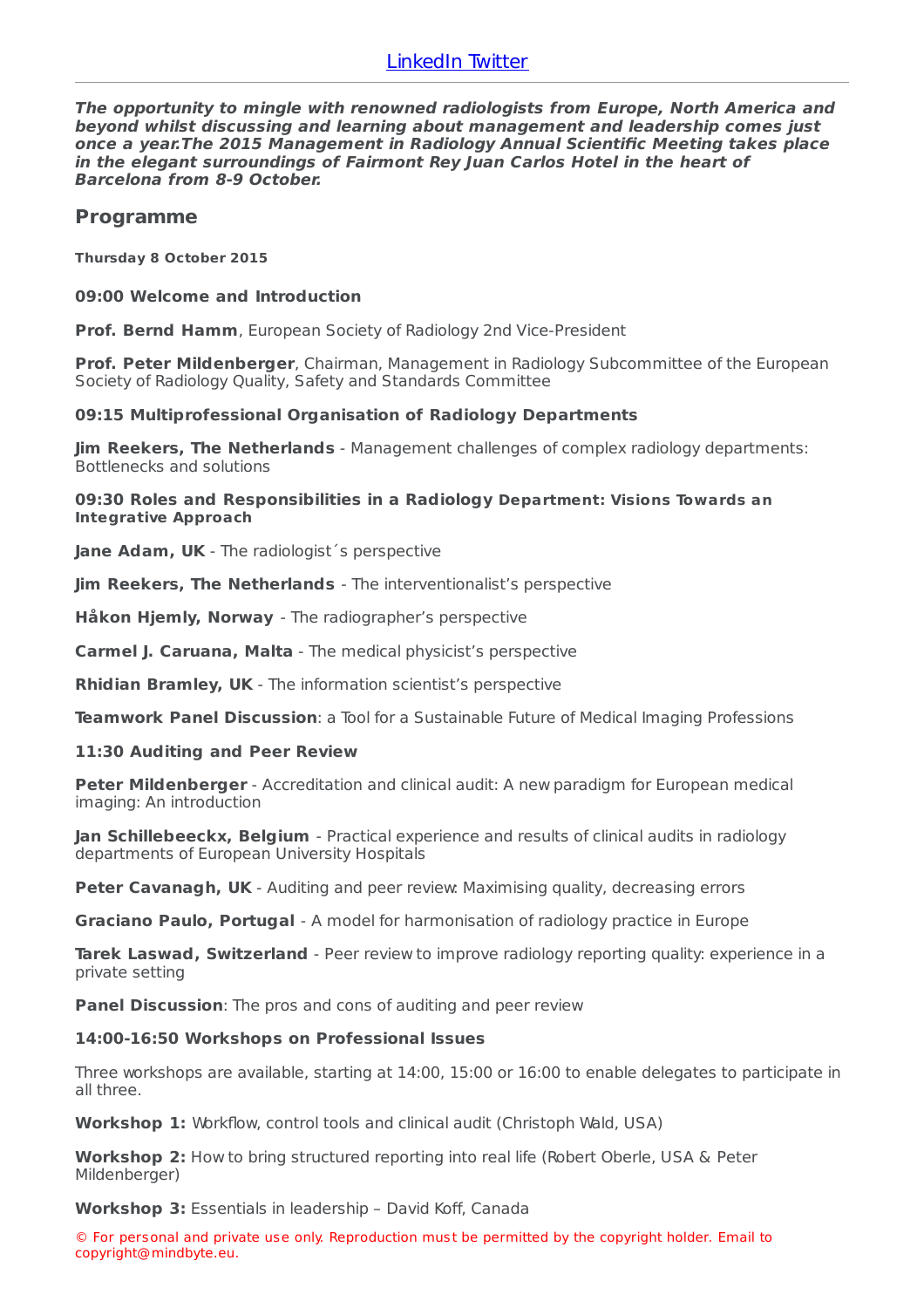[LinkedIn](#) [Twitter](#)

***The opportunity to mingle with renowned radiologists from Europe, North America and beyond whilst discussing and learning about management and leadership comes just once a year.The 2015 Management in Radiology Annual Scientific Meeting takes place in the elegant surroundings of Fairmont Rey Juan Carlos Hotel in the heart of Barcelona from 8-9 October.***

## Programme

**Thursday 8 October 2015**

**09:00 Welcome and Introduction**

**Prof. Bernd Hamm**, European Society of Radiology 2nd Vice-President

**Prof. Peter Mildenberger**, Chairman, Management in Radiology Subcommittee of the European Society of Radiology Quality, Safety and Standards Committee

**09:15 Multiprofessional Organisation of Radiology Departments**

**Jim Reekers, The Netherlands** - Management challenges of complex radiology departments: Bottlenecks and solutions

**09:30 Roles and Responsibilities in a Radiology Department: Visions Towards an Integrative Approach**

**Jane Adam, UK** - The radiologist´s perspective

**Jim Reekers, The Netherlands** - The interventionalist's perspective

**Håkon Hjemly, Norway** - The radiographer's perspective

**Carmel J. Caruana, Malta** - The medical physicist's perspective

**Rhidian Bramley, UK** - The information scientist's perspective

**Teamwork Panel Discussion**: a Tool for a Sustainable Future of Medical Imaging Professions

**11:30 Auditing and Peer Review**

**Peter Mildenberger** - Accreditation and clinical audit: A new paradigm for European medical imaging: An introduction

**Jan Schillebeeckx, Belgium** - Practical experience and results of clinical audits in radiology departments of European University Hospitals

**Peter Cavanagh, UK** - Auditing and peer review: Maximising quality, decreasing errors

**Graciano Paulo, Portugal** - A model for harmonisation of radiology practice in Europe

**Tarek Laswad, Switzerland** - Peer review to improve radiology reporting quality: experience in a private setting

**Panel Discussion**: The pros and cons of auditing and peer review

**14:00-16:50 Workshops on Professional Issues**

Three workshops are available, starting at 14:00, 15:00 or 16:00 to enable delegates to participate in all three.

**Workshop 1:** Workflow, control tools and clinical audit (Christoph Wald, USA)

**Workshop 2:** How to bring structured reporting into real life (Robert Oberle, USA & Peter Mildenberger)

**Workshop 3:** Essentials in leadership – David Koff, Canada

© For personal and private use only. Reproduction must be permitted by the copyright holder. Email to copyright@mindbyte.eu.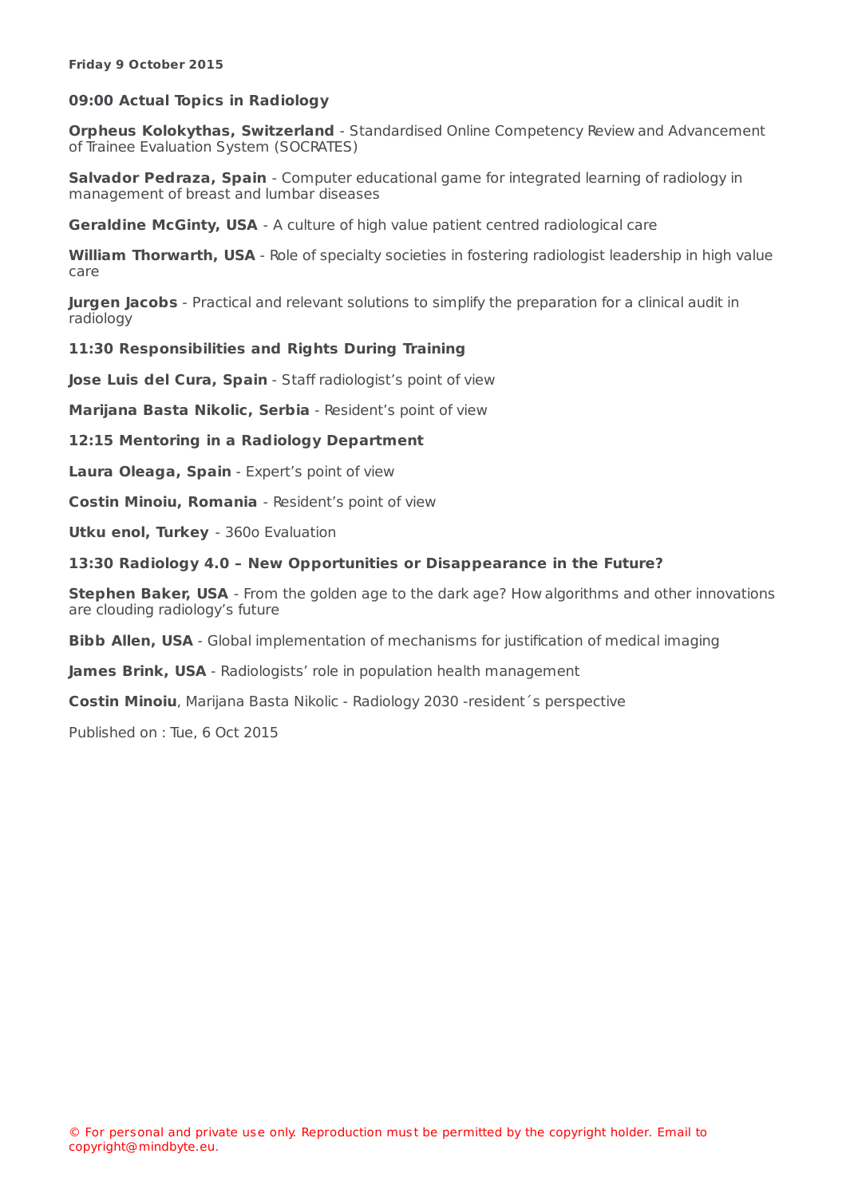**Friday 9 October 2015**

**09:00 Actual Topics in Radiology**

**Orpheus Kolokythas, Switzerland** - Standardised Online Competency Review and Advancement of Trainee Evaluation System (SOCRATES)

**Salvador Pedraza, Spain** - Computer educational game for integrated learning of radiology in management of breast and lumbar diseases

**Geraldine McGinty, USA** - A culture of high value patient centred radiological care

**William Thorwarth, USA** - Role of specialty societies in fostering radiologist leadership in high value care

**Jurgen Jacobs** - Practical and relevant solutions to simplify the preparation for a clinical audit in radiology

**11:30 Responsibilities and Rights During Training**

**Jose Luis del Cura, Spain** - Staff radiologist's point of view

**Marijana Basta Nikolic, Serbia** - Resident's point of view

**12:15 Mentoring in a Radiology Department**

**Laura Oleaga, Spain** - Expert's point of view

**Costin Minoiu, Romania** - Resident's point of view

**Utku enol, Turkey** - 360o Evaluation

**13:30 Radiology 4.0 – New Opportunities or Disappearance in the Future?**

**Stephen Baker, USA** - From the golden age to the dark age? How algorithms and other innovations are clouding radiology's future

**Bibb Allen, USA** - Global implementation of mechanisms for justification of medical imaging

**James Brink, USA** - Radiologists' role in population health management

**Costin Minoiu**, Marijana Basta Nikolic - Radiology 2030 -resident´s perspective

Published on : Tue, 6 Oct 2015

© For personal and private use only. Reproduction must be permitted by the copyright holder. Email to copyright@mindbyte.eu.